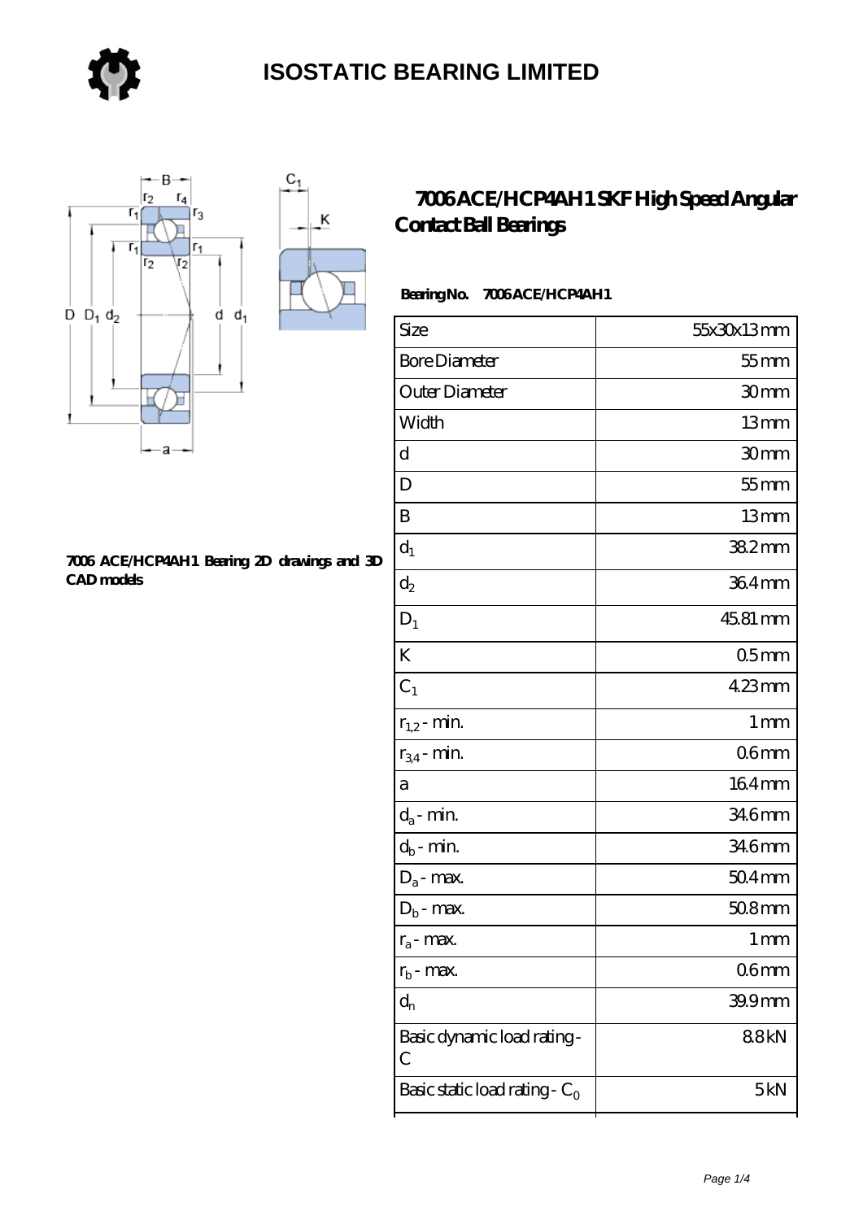# ISOSTATIC BEARING LIMITED

## 7006 ACE/HCP4AH1 SKF High Speed Angular Contact Ball Bearings

7006 ACE/HCP4AH1 Bearing 2D drawings and 3D CAD models

**Bearing No. 7006 ACE/HCP4AH1**

| | |
|---|---|
| Size | 55x30x13 mm |
| Bore Diameter | 55 mm |
| Outer Diameter | 30 mm |
| Width | 13 mm |
| d | 30 mm |
| D | 55 mm |
| B | 13 mm |
| $d_1$ | 38.2 mm |
| $d_2$ | 36.4 mm |
| $D_1$ | 45.81 mm |
| K | 0.5 mm |
| $C_1$ | 4.23 mm |
| $r_{1,2}$ - min. | 1 mm |
| $r_{3,4}$ - min. | 0.6 mm |
| a | 16.4 mm |
| $d_a$ - min. | 34.6 mm |
| $d_b$ - min. | 34.6 mm |
| $D_a$ - max. | 50.4 mm |
| $D_b$ - max. | 50.8 mm |
| $r_a$ - max. | 1 mm |
| $r_b$ - max. | 0.6 mm |
| $d_n$ | 39.9 mm |
| Basic dynamic load rating - C | 8.8 kN |
| Basic static load rating - $C_0$ | 5 kN |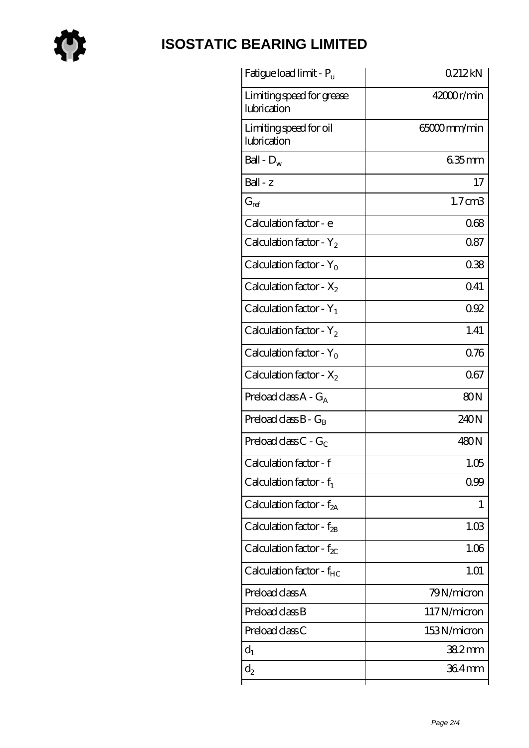# ISOSTATIC BEARING LIMITED

| | |
|---|---|
| Fatigue load limit - $P_u$ | 0.212 kN |
| Limiting speed for grease lubrication | 42000 r/min |
| Limiting speed for oil lubrication | 65000 mm/min |
| Ball - $D_w$ | 6.35 mm |
| Ball - z | 17 |
| $G_{ref}$ | 1.7 cm3 |
| Calculation factor - e | 0.68 |
| Calculation factor - $Y_2$ | 0.87 |
| Calculation factor - $Y_0$ | 0.38 |
| Calculation factor - $X_2$ | 0.41 |
| Calculation factor - $Y_1$ | 0.92 |
| Calculation factor - $Y_2$ | 1.41 |
| Calculation factor - $Y_0$ | 0.76 |
| Calculation factor - $X_2$ | 0.67 |
| Preload class A - $G_A$ | 80 N |
| Preload class B - $G_B$ | 240 N |
| Preload class C - $G_C$ | 480 N |
| Calculation factor - f | 1.05 |
| Calculation factor - $f_1$ | 0.99 |
| Calculation factor - $f_{2A}$ | 1 |
| Calculation factor - $f_{2B}$ | 1.03 |
| Calculation factor - $f_{2C}$ | 1.06 |
| Calculation factor - $f_{HC}$ | 1.01 |
| Preload class A | 79 N/micron |
| Preload class B | 117 N/micron |
| Preload class C | 153 N/micron |
| $d_1$ | 38.2 mm |
| $d_2$ | 36.4 mm |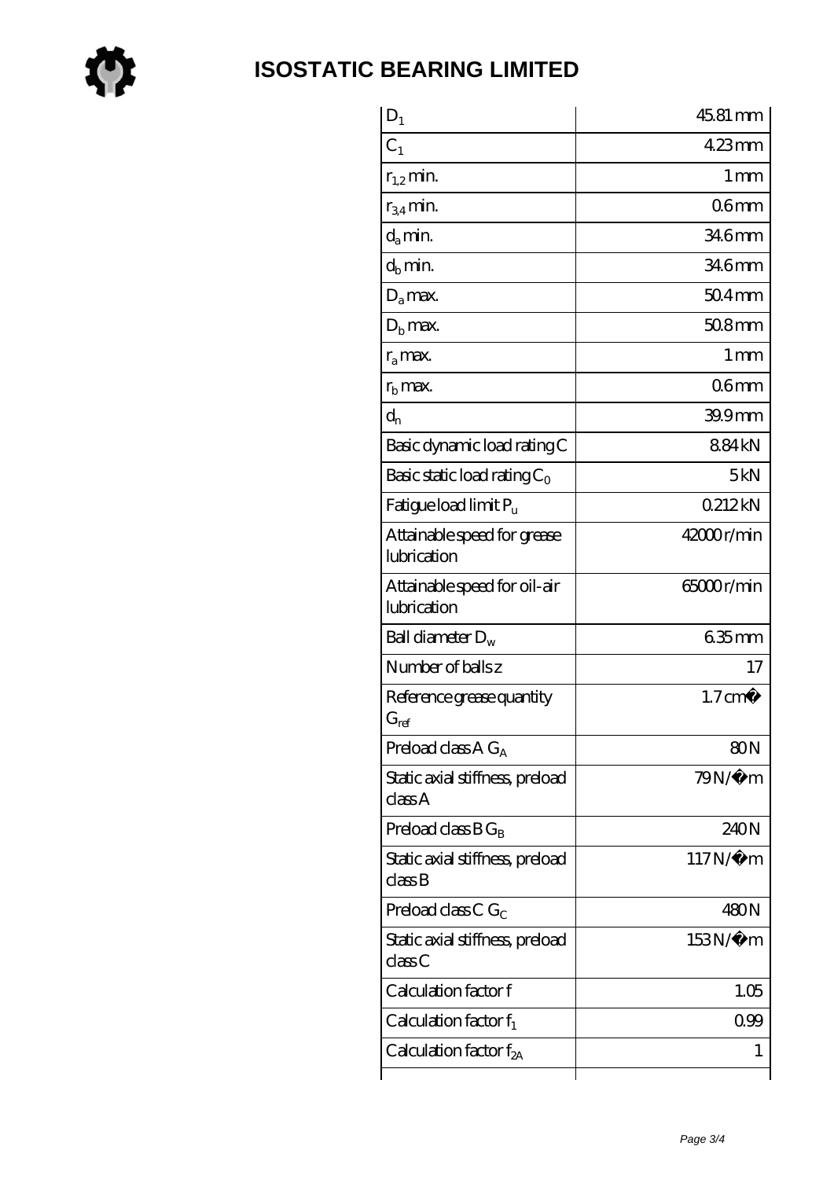| | |
|---|---|
| $D_1$ | 45.81 mm |
| $C_1$ | 4.23 mm |
| $r_{1,2}$ min. | 1 mm |
| $r_{3,4}$ min. | 0.6 mm |
| $d_a$ min. | 34.6 mm |
| $d_b$ min. | 34.6 mm |
| $D_a$ max. | 50.4 mm |
| $D_b$ max. | 50.8 mm |
| $r_a$ max. | 1 mm |
| $r_b$ max. | 0.6 mm |
| $d_n$ | 39.9 mm |
| Basic dynamic load rating C | 8.84 kN |
| Basic static load rating $C_0$ | 5 kN |
| Fatigue load limit $P_u$ | 0.212 kN |
| Attainable speed for grease lubrication | 42000 r/min |
| Attainable speed for oil-air lubrication | 65000 r/min |
| Ball diameter $D_w$ | 6.35 mm |
| Number of balls z | 17 |
| Reference grease quantity $G_{ref}$ | 1.7 cm� |
| Preload class A $G_A$ | 80 N |
| Static axial stiffness, preload class A | 79 N/�m |
| Preload class B $G_B$ | 240 N |
| Static axial stiffness, preload class B | 117 N/�m |
| Preload class C $G_C$ | 480 N |
| Static axial stiffness, preload class C | 153 N/�m |
| Calculation factor f | 1.05 |
| Calculation factor $f_1$ | 0.99 |
| Calculation factor $f_{2A}$ | 1 |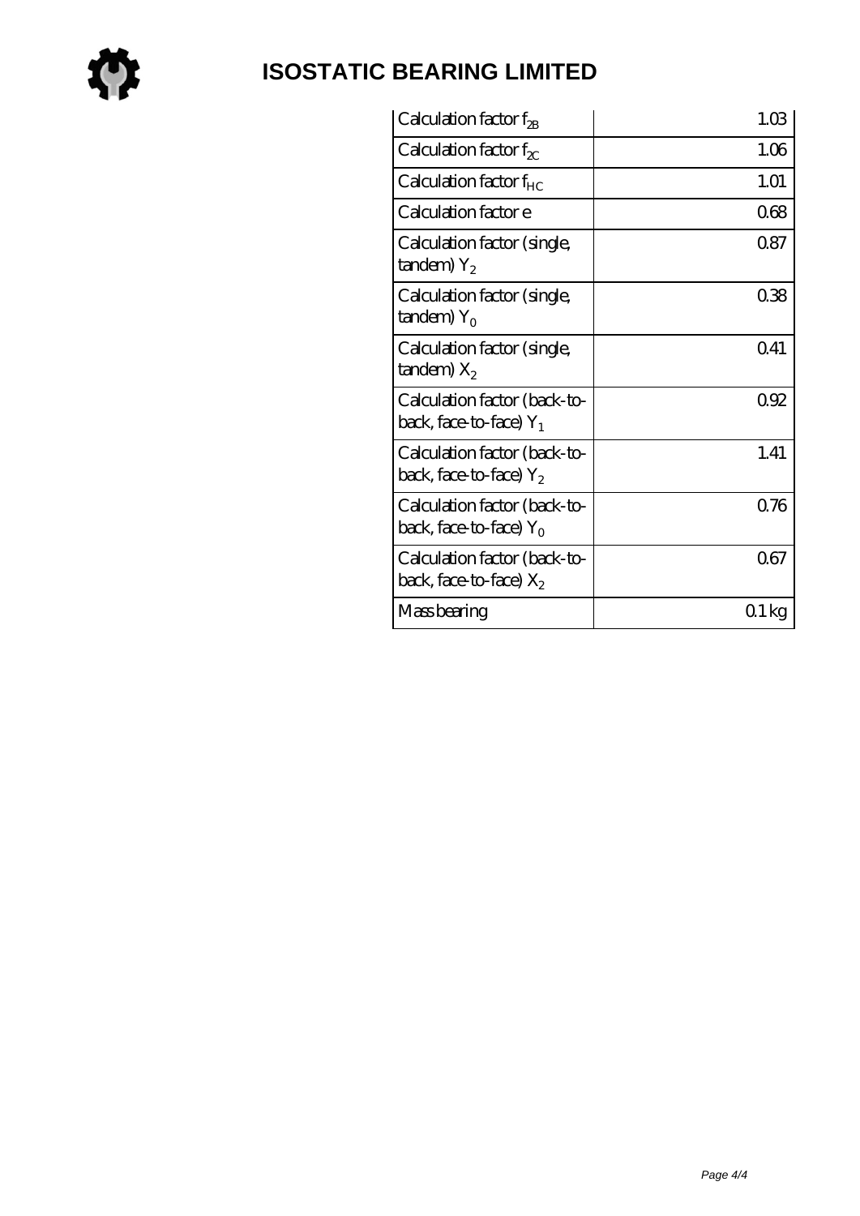| | |
|---|---|
| Calculation factor $f_{2B}$ | 1.03 |
| Calculation factor $f_{2C}$ | 1.06 |
| Calculation factor $f_{HC}$ | 1.01 |
| Calculation factor e | 0.68 |
| Calculation factor (single, tandem) $Y_2$ | 0.87 |
| Calculation factor (single, tandem) $Y_0$ | 0.38 |
| Calculation factor (single, tandem) $X_2$ | 0.41 |
| Calculation factor (back-to-back, face-to-face) $Y_1$ | 0.92 |
| Calculation factor (back-to-back, face-to-face) $Y_2$ | 1.41 |
| Calculation factor (back-to-back, face-to-face) $Y_0$ | 0.76 |
| Calculation factor (back-to-back, face-to-face) $X_2$ | 0.67 |
| Mass bearing | 0.1 kg |